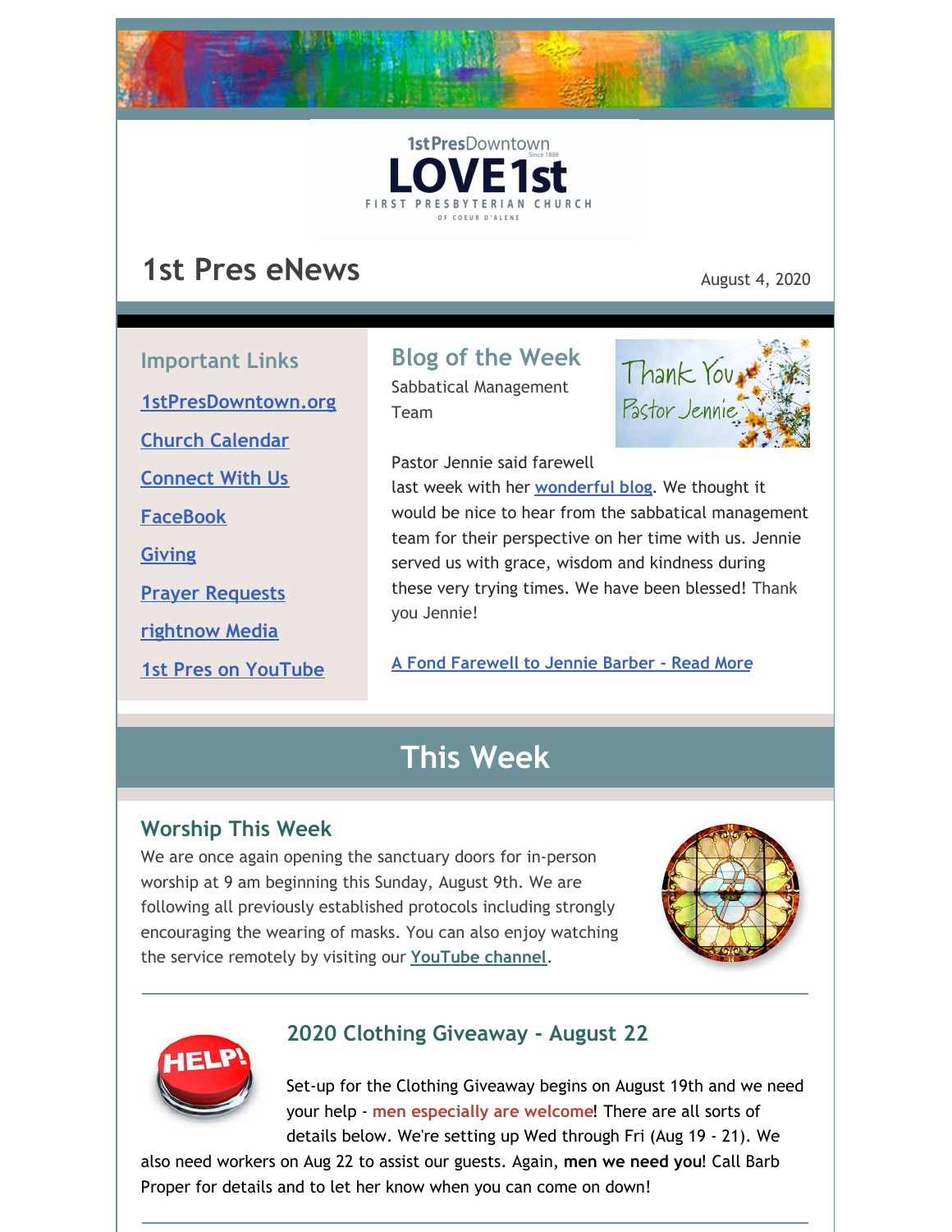1st Pres Downtown
Since 1888

LOVE 1st

FIRST PRESBYTERIAN CHURCH
OF COEUR D'ALENE

# 1st Pres eNews

August 4, 2020

## Important Links

[1stPresDowntown.org]

[Church Calendar]

[Connect With Us]

[FaceBook]

[Giving]

[Prayer Requests]

[rightnow Media]

[1st Pres on YouTube]

## Blog of the Week

Sabbatical Management Team

Pastor Jennie said farewell last week with her wonderful blog. We thought it would be nice to hear from the sabbatical management team for their perspective on her time with us. Jennie served us with grace, wisdom and kindness during these very trying times. We have been blessed! Thank you Jennie!

A Fond Farewell to Jennie Barber - Read More

# This Week

## Worship This Week

We are once again opening the sanctuary doors for in-person worship at 9 am beginning this Sunday, August 9th. We are following all previously established protocols including strongly encouraging the wearing of masks. You can also enjoy watching the service remotely by visiting our YouTube channel.

---

## 2020 Clothing Giveaway - August 22

Set-up for the Clothing Giveaway begins on August 19th and we need your help - men especially are welcome! There are all sorts of details below. We're setting up Wed through Fri (Aug 19 - 21). We also need workers on Aug 22 to assist our guests. Again, **men we need you**! Call Barb Proper for details and to let her know when you can come on down!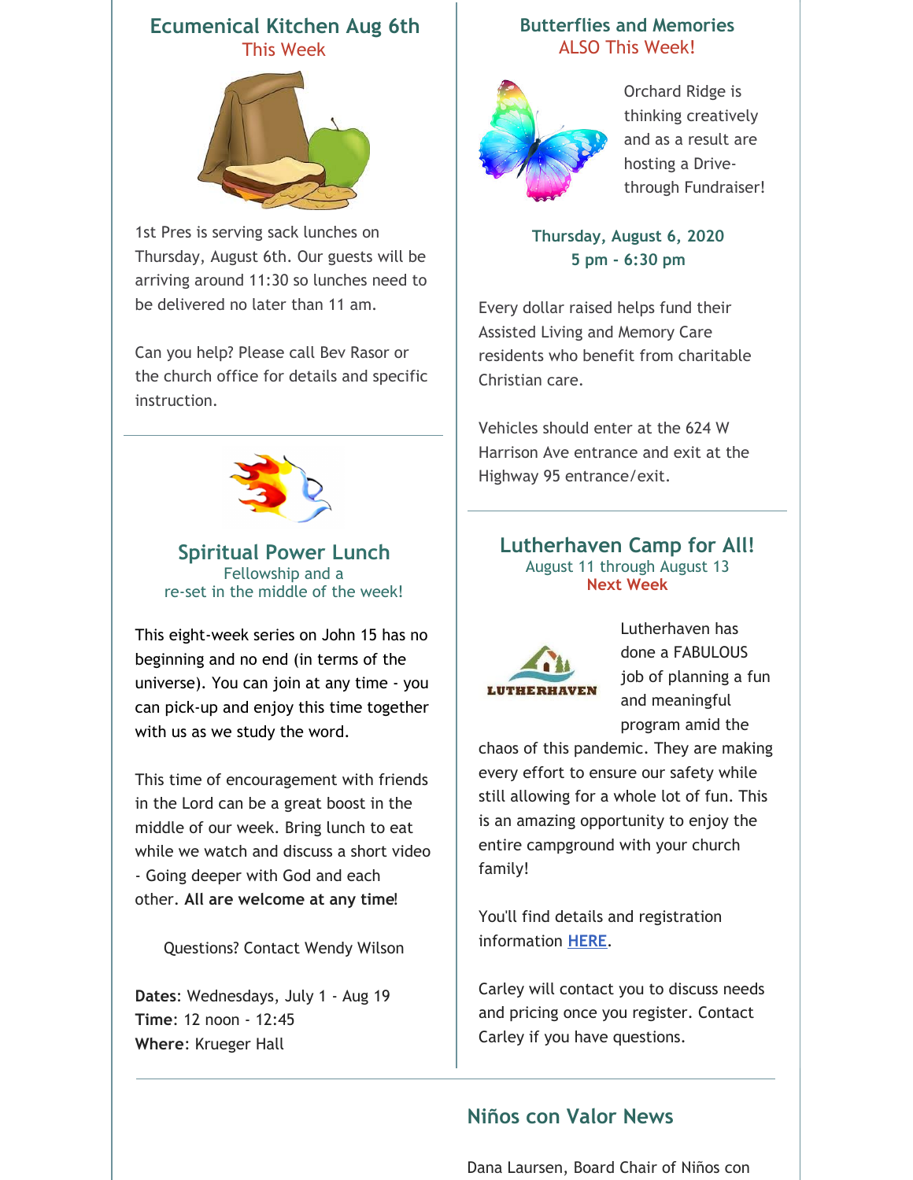## Ecumenical Kitchen Aug 6th

This Week

1st Pres is serving sack lunches on Thursday, August 6th. Our guests will be arriving around 11:30 so lunches need to be delivered no later than 11 am.

Can you help? Please call Bev Rasor or the church office for details and specific instruction.

## Spiritual Power Lunch

Fellowship and a
re-set in the middle of the week!

This eight-week series on John 15 has no beginning and no end (in terms of the universe). You can join at any time - you can pick-up and enjoy this time together with us as we study the word.

This time of encouragement with friends in the Lord can be a great boost in the middle of our week. Bring lunch to eat while we watch and discuss a short video - Going deeper with God and each other. **All are welcome at any time**!

Questions? Contact Wendy Wilson

**Dates**: Wednesdays, July 1 - Aug 19
**Time**: 12 noon - 12:45
**Where**: Krueger Hall

## Butterflies and Memories

ALSO This Week!

Orchard Ridge is thinking creatively and as a result are hosting a Drive-through Fundraiser!

**Thursday, August 6, 2020**
**5 pm - 6:30 pm**

Every dollar raised helps fund their Assisted Living and Memory Care residents who benefit from charitable Christian care.

Vehicles should enter at the 624 W Harrison Ave entrance and exit at the Highway 95 entrance/exit.

## Lutherhaven Camp for All!

August 11 through August 13
**Next Week**

Lutherhaven has done a FABULOUS job of planning a fun and meaningful program amid the chaos of this pandemic. They are making every effort to ensure our safety while still allowing for a whole lot of fun. This is an amazing opportunity to enjoy the entire campground with your church family!

You'll find details and registration information **HERE**.

Carley will contact you to discuss needs and pricing once you register. Contact Carley if you have questions.

## Niños con Valor News

Dana Laursen, Board Chair of Niños con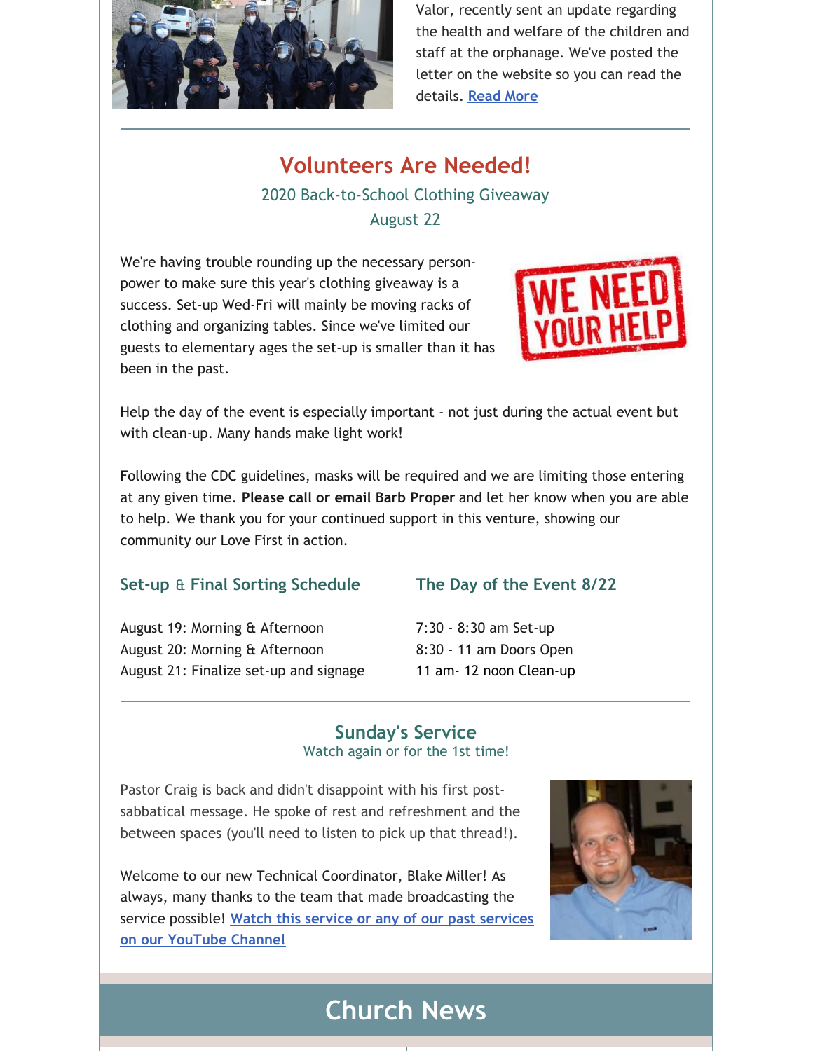Valor, recently sent an update regarding the health and welfare of the children and staff at the orphanage. We've posted the letter on the website so you can read the details. [Read More]

## Volunteers Are Needed!

2020 Back-to-School Clothing Giveaway
August 22

We're having trouble rounding up the necessary person-power to make sure this year's clothing giveaway is a success. Set-up Wed-Fri will mainly be moving racks of clothing and organizing tables. Since we've limited our guests to elementary ages the set-up is smaller than it has been in the past.

Help the day of the event is especially important - not just during the actual event but with clean-up. Many hands make light work!

Following the CDC guidelines, masks will be required and we are limiting those entering at any given time. **Please call or email Barb Proper** and let her know when you are able to help. We thank you for your continued support in this venture, showing our community our Love First in action.

### Set-up & Final Sorting Schedule

August 19: Morning & Afternoon
August 20: Morning & Afternoon
August 21: Finalize set-up and signage

### The Day of the Event 8/22

7:30 - 8:30 am Set-up
8:30 - 11 am Doors Open
11 am- 12 noon Clean-up

## Sunday's Service

Watch again or for the 1st time!

Pastor Craig is back and didn't disappoint with his first post-sabbatical message. He spoke of rest and refreshment and the between spaces (you'll need to listen to pick up that thread!).

Welcome to our new Technical Coordinator, Blake Miller! As always, many thanks to the team that made broadcasting the service possible! [Watch this service or any of our past services on our YouTube Channel]

# Church News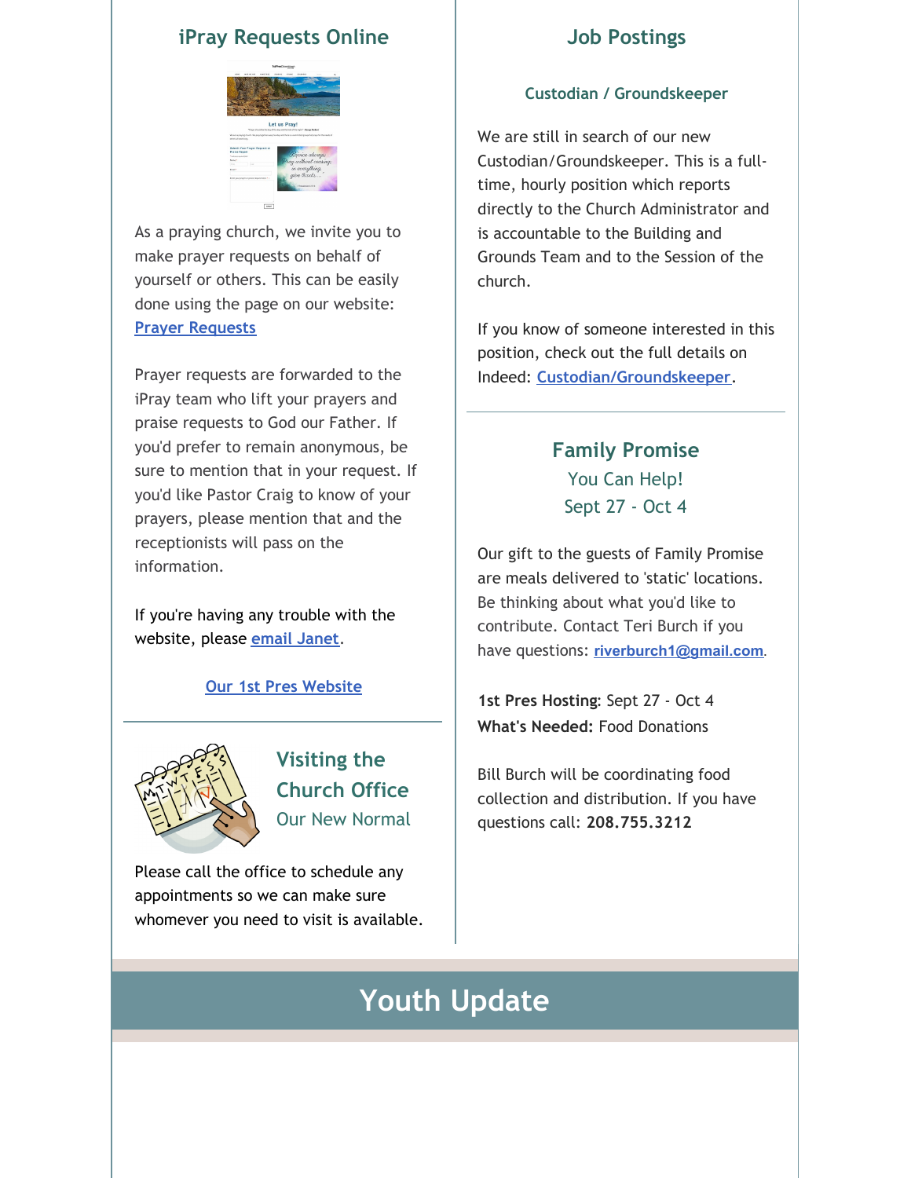## iPray Requests Online

As a praying church, we invite you to make prayer requests on behalf of yourself or others. This can be easily done using the page on our website: [Prayer Requests]

Prayer requests are forwarded to the iPray team who lift your prayers and praise requests to God our Father. If you'd prefer to remain anonymous, be sure to mention that in your request. If you'd like Pastor Craig to know of your prayers, please mention that and the receptionists will pass on the information.

If you're having any trouble with the website, please email Janet.

Our 1st Pres Website

## Visiting the Church Office

### Our New Normal

Please call the office to schedule any appointments so we can make sure whomever you need to visit is available.

## Job Postings

### Custodian / Groundskeeper

We are still in search of our new Custodian/Groundskeeper. This is a full-time, hourly position which reports directly to the Church Administrator and is accountable to the Building and Grounds Team and to the Session of the church.

If you know of someone interested in this position, check out the full details on Indeed: Custodian/Groundskeeper.

## Family Promise

### You Can Help!

### Sept 27 - Oct 4

Our gift to the guests of Family Promise are meals delivered to 'static' locations. Be thinking about what you'd like to contribute. Contact Teri Burch if you have questions: riverburch1@gmail.com.

**1st Pres Hosting**: Sept 27 - Oct 4
**What's Needed:** Food Donations

Bill Burch will be coordinating food collection and distribution. If you have questions call: **208.755.3212**

# Youth Update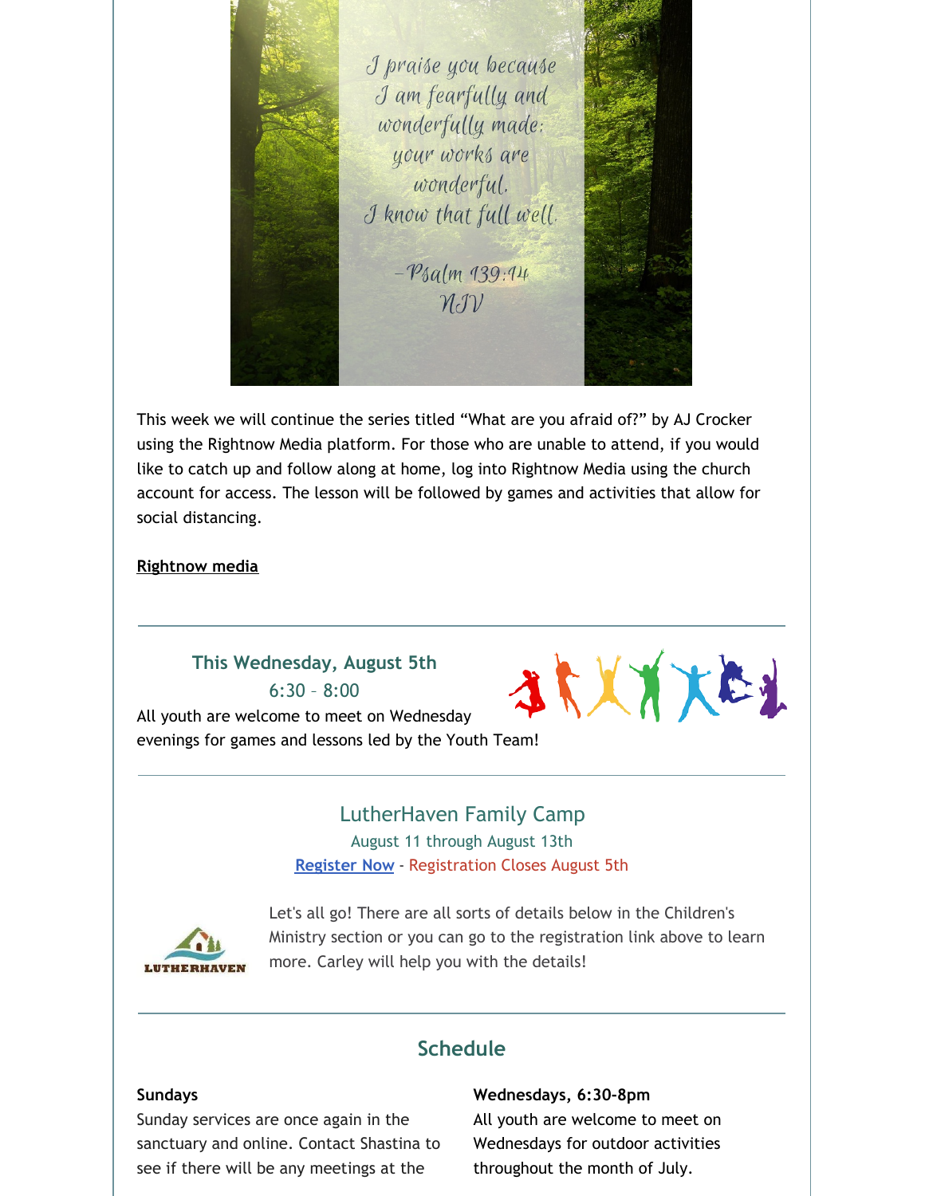*I praise you because I am fearfully and wonderfully made; your works are wonderful, I know that full well.*

*– Psalm 139:14 NIV*

This week we will continue the series titled "What are you afraid of?" by AJ Crocker using the Rightnow Media platform. For those who are unable to attend, if you would like to catch up and follow along at home, log into Rightnow Media using the church account for access. The lesson will be followed by games and activities that allow for social distancing.

**Rightnow media**

---

### This Wednesday, August 5th

6:30 – 8:00

All youth are welcome to meet on Wednesday evenings for games and lessons led by the Youth Team!

---

## LutherHaven Family Camp

August 11 through August 13th

**Register Now** - Registration Closes August 5th

LUTHERHAVEN

Let's all go! There are all sorts of details below in the Children's Ministry section or you can go to the registration link above to learn more. Carley will help you with the details!

---

## Schedule

**Sundays**

Sunday services are once again in the sanctuary and online. Contact Shastina to see if there will be any meetings at the

**Wednesdays, 6:30-8pm**

All youth are welcome to meet on Wednesdays for outdoor activities throughout the month of July.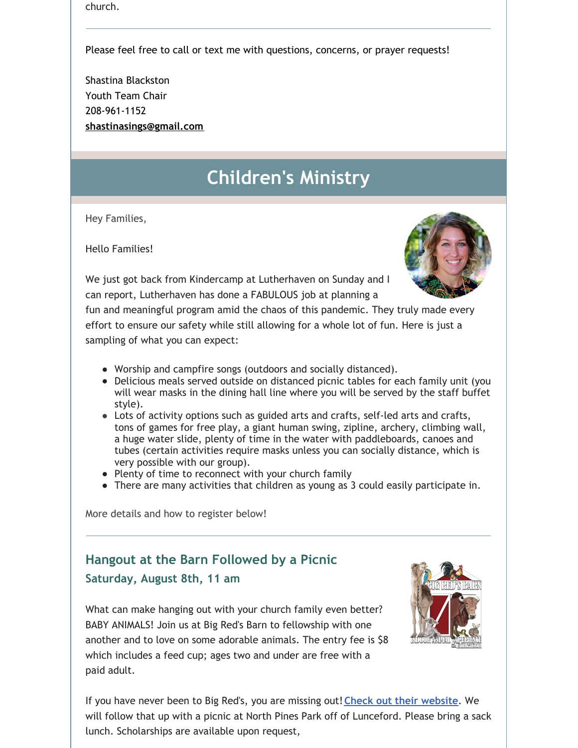church.

---

Please feel free to call or text me with questions, concerns, or prayer requests!

Shastina Blackston
Youth Team Chair
208-961-1152
**shastinasings@gmail.com**

# Children's Ministry

Hey Families,

Hello Families!

We just got back from Kindercamp at Lutherhaven on Sunday and I can report, Lutherhaven has done a FABULOUS job at planning a fun and meaningful program amid the chaos of this pandemic. They truly made every effort to ensure our safety while still allowing for a whole lot of fun. Here is just a sampling of what you can expect:

- Worship and campfire songs (outdoors and socially distanced).
- Delicious meals served outside on distanced picnic tables for each family unit (you will wear masks in the dining hall line where you will be served by the staff buffet style).
- Lots of activity options such as guided arts and crafts, self-led arts and crafts, tons of games for free play, a giant human swing, zipline, archery, climbing wall, a huge water slide, plenty of time in the water with paddleboards, canoes and tubes (certain activities require masks unless you can socially distance, which is very possible with our group).
- Plenty of time to reconnect with your church family
- There are many activities that children as young as 3 could easily participate in.

More details and how to register below!

---

## Hangout at the Barn Followed by a Picnic

### Saturday, August 8th, 11 am

What can make hanging out with your church family even better? BABY ANIMALS! Join us at Big Red's Barn to fellowship with one another and to love on some adorable animals. The entry fee is $8 which includes a feed cup; ages two and under are free with a paid adult.

If you have never been to Big Red's, you are missing out! **Check out their website**. We will follow that up with a picnic at North Pines Park off of Lunceford. Please bring a sack lunch. Scholarships are available upon request,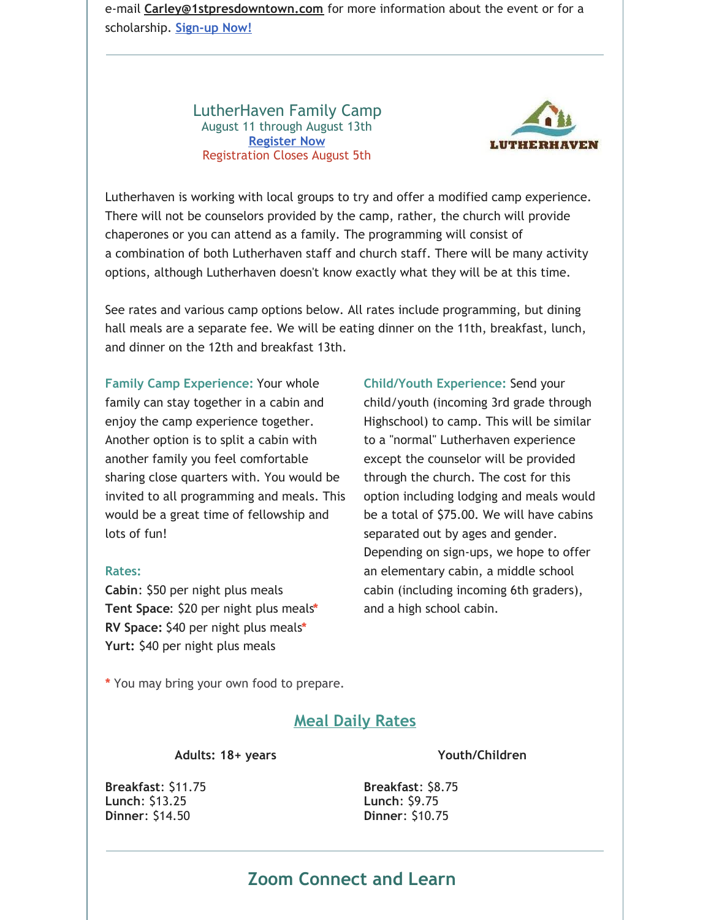e-mail **Carley@1stpresdowntown.com** for more information about the event or for a scholarship. **Sign-up Now!**

---

## LutherHaven Family Camp

August 11 through August 13th

**Register Now**

Registration Closes August 5th

LUTHERHAVEN

Lutherhaven is working with local groups to try and offer a modified camp experience. There will not be counselors provided by the camp, rather, the church will provide chaperones or you can attend as a family. The programming will consist of a combination of both Lutherhaven staff and church staff. There will be many activity options, although Lutherhaven doesn't know exactly what they will be at this time.

See rates and various camp options below. All rates include programming, but dining hall meals are a separate fee. We will be eating dinner on the 11th, breakfast, lunch, and dinner on the 12th and breakfast 13th.

**Family Camp Experience:** Your whole family can stay together in a cabin and enjoy the camp experience together. Another option is to split a cabin with another family you feel comfortable sharing close quarters with. You would be invited to all programming and meals. This would be a great time of fellowship and lots of fun!

**Rates:**

**Cabin**: $50 per night plus meals
**Tent Space**: $20 per night plus meals*
**RV Space:** $40 per night plus meals*
**Yurt:** $40 per night plus meals

**Child/Youth Experience:** Send your child/youth (incoming 3rd grade through Highschool) to camp. This will be similar to a "normal" Lutherhaven experience except the counselor will be provided through the church. The cost for this option including lodging and meals would be a total of $75.00. We will have cabins separated out by ages and gender. Depending on sign-ups, we hope to offer an elementary cabin, a middle school cabin (including incoming 6th graders), and a high school cabin.

* You may bring your own food to prepare.

### Meal Daily Rates

| Adults: 18+ years | Youth/Children |
|---|---|
| **Breakfast**: $11.75 | **Breakfast**: $8.75 |
| **Lunch**: $13.25 | **Lunch**: $9.75 |
| **Dinner**: $14.50 | **Dinner**: $10.75 |

---

## Zoom Connect and Learn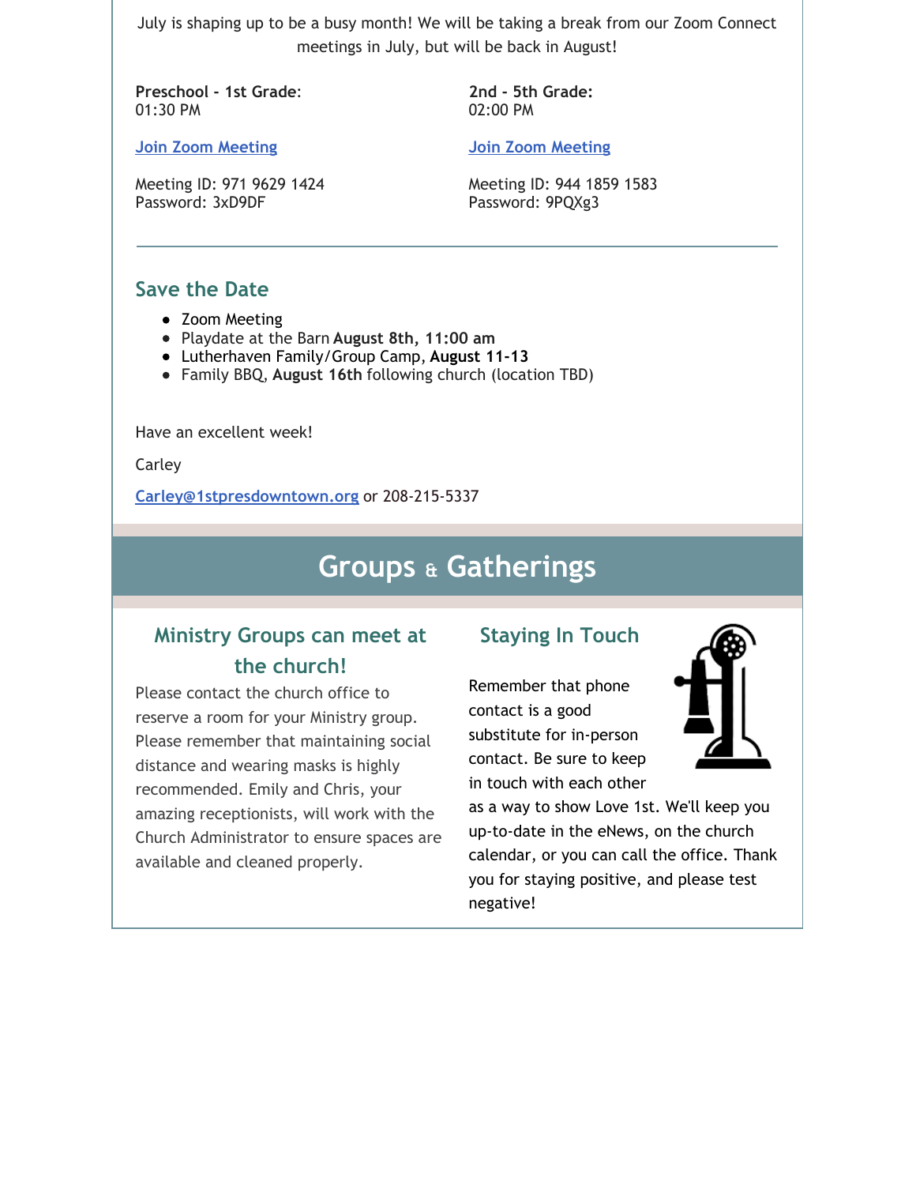July is shaping up to be a busy month! We will be taking a break from our Zoom Connect meetings in July, but will be back in August!

**Preschool - 1st Grade:**
01:30 PM

Join Zoom Meeting

Meeting ID: 971 9629 1424
Password: 3xD9DF

**2nd - 5th Grade:**
02:00 PM

Join Zoom Meeting

Meeting ID: 944 1859 1583
Password: 9PQXg3

---

## Save the Date

- Zoom Meeting
- Playdate at the Barn **August 8th, 11:00 am**
- Lutherhaven Family/Group Camp, **August 11-13**
- Family BBQ, **August 16th** following church (location TBD)

Have an excellent week!

Carley

Carley@1stpresdowntown.org or 208-215-5337

# Groups & Gatherings

## Ministry Groups can meet at the church!

Please contact the church office to reserve a room for your Ministry group. Please remember that maintaining social distance and wearing masks is highly recommended. Emily and Chris, your amazing receptionists, will work with the Church Administrator to ensure spaces are available and cleaned properly.

## Staying In Touch

Remember that phone contact is a good substitute for in-person contact. Be sure to keep in touch with each other as a way to show Love 1st. We'll keep you up-to-date in the eNews, on the church calendar, or you can call the office. Thank you for staying positive, and please test negative!